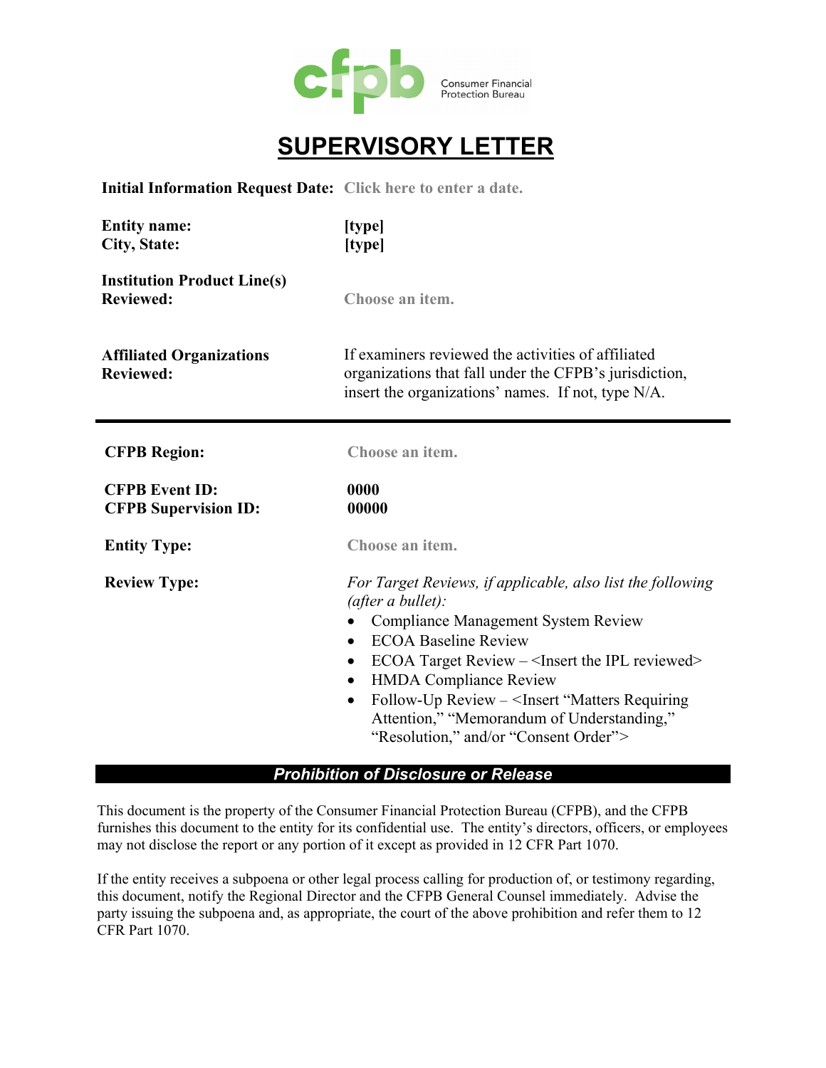Consumer Financial Protection Bureau

# SUPERVISORY LETTER

**Initial Information Request Date:** Click here to enter a date.

| | |
|---|---|
| **Entity name:** | **[type]** |
| **City, State:** | **[type]** |
| **Institution Product Line(s) Reviewed:** | Choose an item. |
| **Affiliated Organizations Reviewed:** | If examiners reviewed the activities of affiliated organizations that fall under the CFPB's jurisdiction, insert the organizations' names. If not, type N/A. |

---

| | |
|---|---|
| **CFPB Region:** | Choose an item. |
| **CFPB Event ID:** | **0000** |
| **CFPB Supervision ID:** | **00000** |
| **Entity Type:** | Choose an item. |

**Review Type:**

*For Target Reviews, if applicable, also list the following (after a bullet):*

- Compliance Management System Review
- ECOA Baseline Review
- ECOA Target Review – <Insert the IPL reviewed>
- HMDA Compliance Review
- Follow-Up Review – <Insert "Matters Requiring Attention," "Memorandum of Understanding," "Resolution," and/or "Consent Order">

## *Prohibition of Disclosure or Release*

This document is the property of the Consumer Financial Protection Bureau (CFPB), and the CFPB furnishes this document to the entity for its confidential use. The entity's directors, officers, or employees may not disclose the report or any portion of it except as provided in 12 CFR Part 1070.

If the entity receives a subpoena or other legal process calling for production of, or testimony regarding, this document, notify the Regional Director and the CFPB General Counsel immediately. Advise the party issuing the subpoena and, as appropriate, the court of the above prohibition and refer them to 12 CFR Part 1070.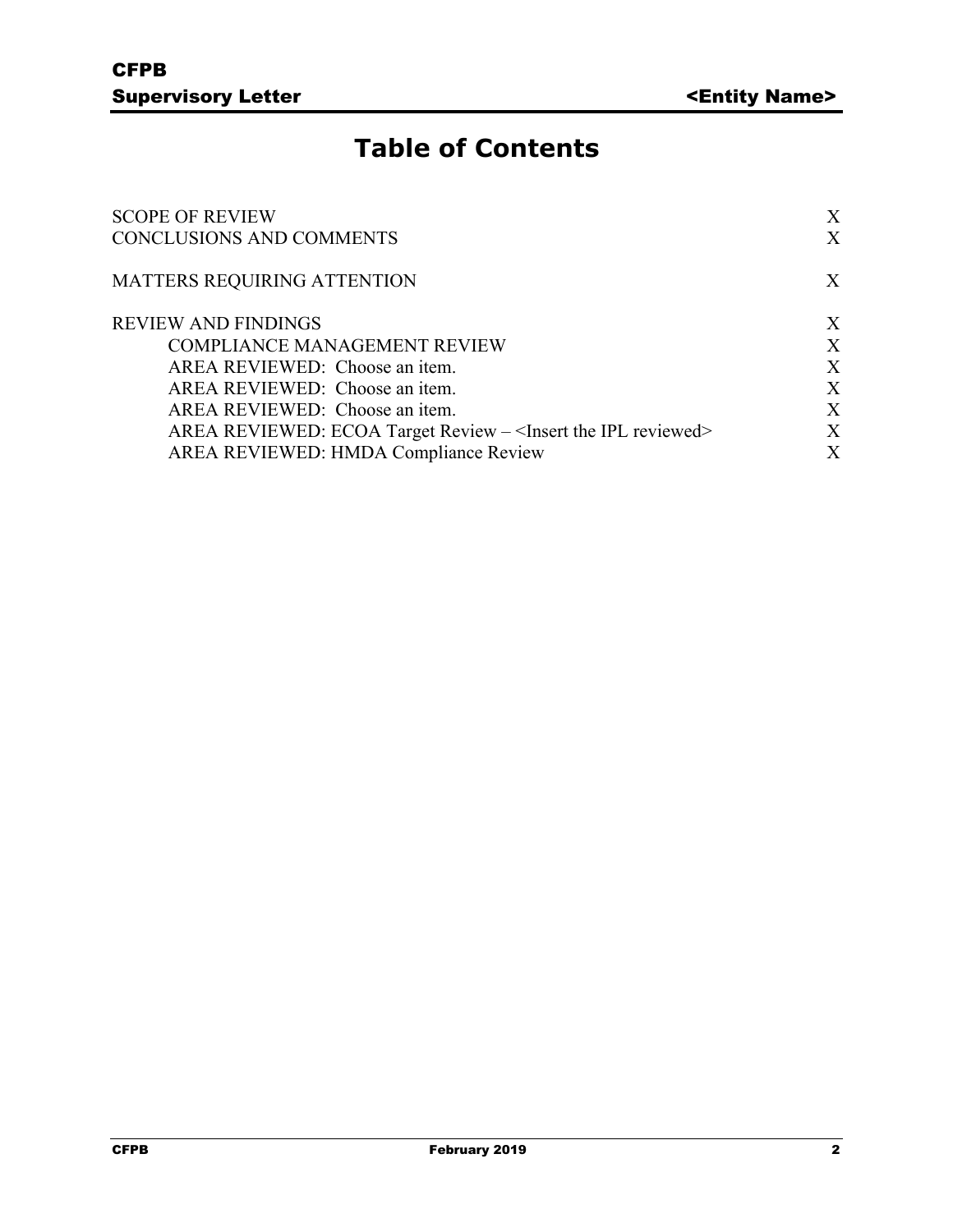# Table of Contents

| | |
|---|---|
| SCOPE OF REVIEW | X |
| CONCLUSIONS AND COMMENTS | X |
| MATTERS REQUIRING ATTENTION | X |
| REVIEW AND FINDINGS | X |
| COMPLIANCE MANAGEMENT REVIEW | X |
| AREA REVIEWED: Choose an item. | X |
| AREA REVIEWED: Choose an item. | X |
| AREA REVIEWED: Choose an item. | X |
| AREA REVIEWED: ECOA Target Review – <Insert the IPL reviewed> | X |
| AREA REVIEWED: HMDA Compliance Review | X |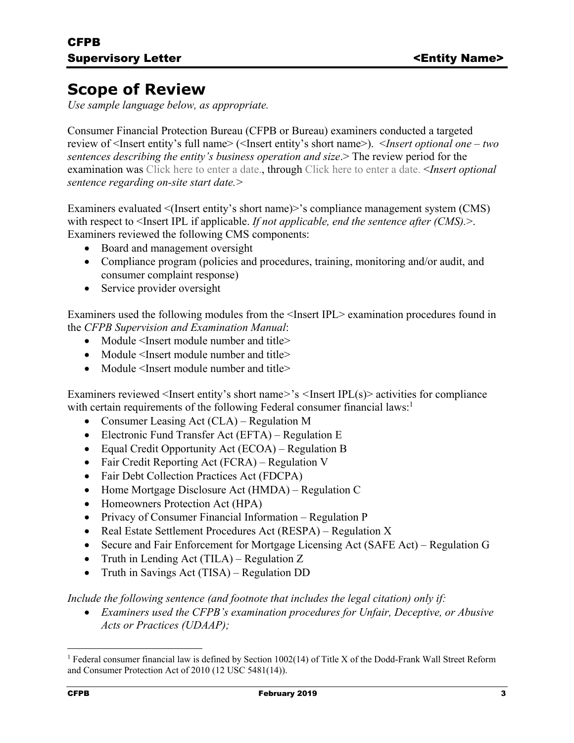# Scope of Review

*Use sample language below, as appropriate.*

Consumer Financial Protection Bureau (CFPB or Bureau) examiners conducted a targeted review of <Insert entity's full name> (<Insert entity's short name>). *<Insert optional one – two sentences describing the entity's business operation and size.>* The review period for the examination was Click here to enter a date., through Click here to enter a date. *<Insert optional sentence regarding on-site start date.>*

Examiners evaluated <(Insert entity's short name)>'s compliance management system (CMS) with respect to <Insert IPL if applicable. *If not applicable, end the sentence after (CMS).*>. Examiners reviewed the following CMS components:

- Board and management oversight
- Compliance program (policies and procedures, training, monitoring and/or audit, and consumer complaint response)
- Service provider oversight

Examiners used the following modules from the <Insert IPL> examination procedures found in the *CFPB Supervision and Examination Manual*:

- Module <Insert module number and title>
- Module <Insert module number and title>
- Module <Insert module number and title>

Examiners reviewed <Insert entity's short name>'s <Insert IPL(s)> activities for compliance with certain requirements of the following Federal consumer financial laws:[1]

- Consumer Leasing Act (CLA) – Regulation M
- Electronic Fund Transfer Act (EFTA) – Regulation E
- Equal Credit Opportunity Act (ECOA) – Regulation B
- Fair Credit Reporting Act (FCRA) – Regulation V
- Fair Debt Collection Practices Act (FDCPA)
- Home Mortgage Disclosure Act (HMDA) – Regulation C
- Homeowners Protection Act (HPA)
- Privacy of Consumer Financial Information – Regulation P
- Real Estate Settlement Procedures Act (RESPA) – Regulation X
- Secure and Fair Enforcement for Mortgage Licensing Act (SAFE Act) – Regulation G
- Truth in Lending Act (TILA) – Regulation Z
- Truth in Savings Act (TISA) – Regulation DD

*Include the following sentence (and footnote that includes the legal citation) only if:*

- *Examiners used the CFPB's examination procedures for Unfair, Deceptive, or Abusive Acts or Practices (UDAAP);*

[1] Federal consumer financial law is defined by Section 1002(14) of Title X of the Dodd-Frank Wall Street Reform and Consumer Protection Act of 2010 (12 USC 5481(14)).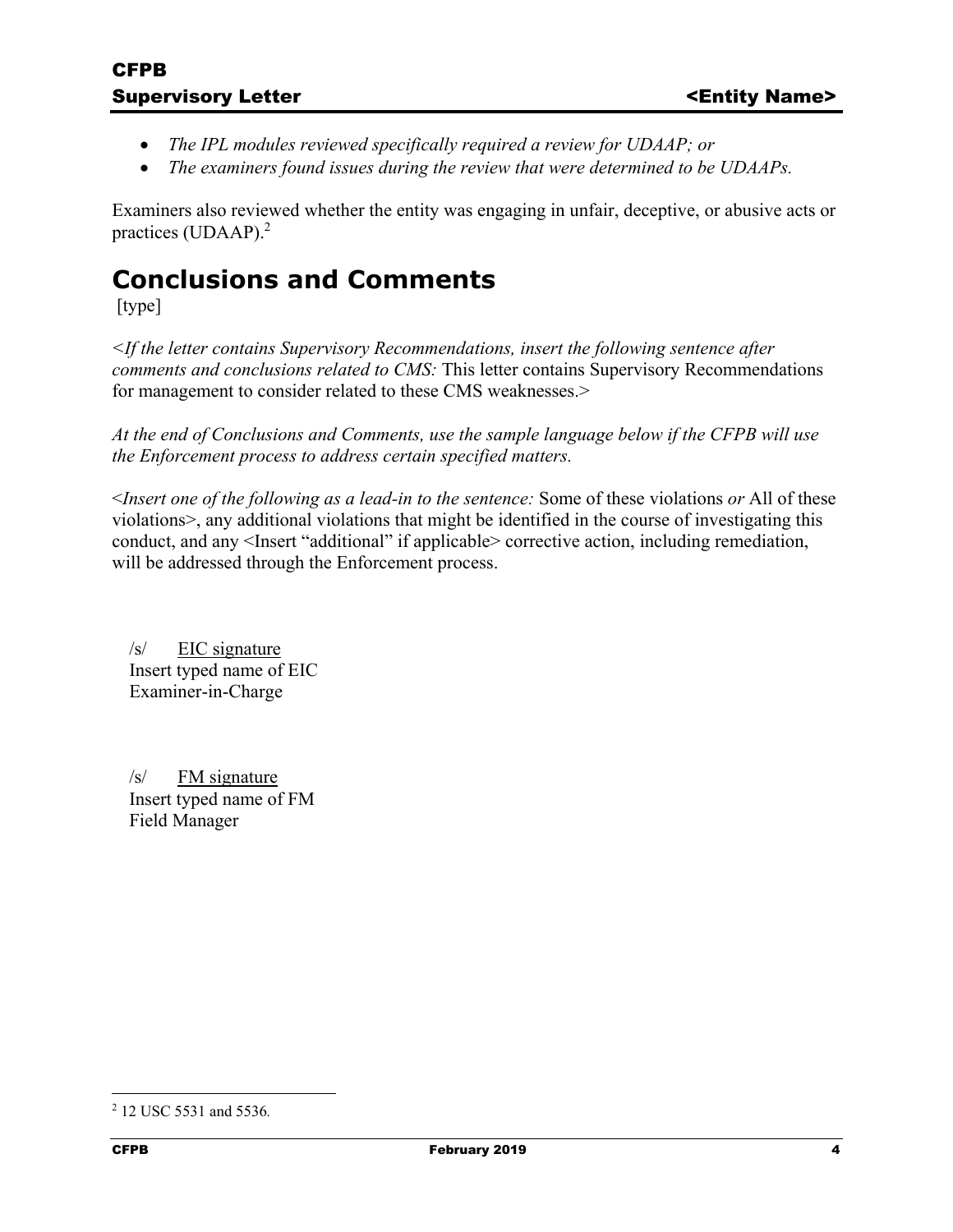- *The IPL modules reviewed specifically required a review for UDAAP; or*
- *The examiners found issues during the review that were determined to be UDAAPs.*

Examiners also reviewed whether the entity was engaging in unfair, deceptive, or abusive acts or practices (UDAAP).[2]

# Conclusions and Comments

[type]

<*If the letter contains Supervisory Recommendations, insert the following sentence after comments and conclusions related to CMS:* This letter contains Supervisory Recommendations for management to consider related to these CMS weaknesses.>

*At the end of Conclusions and Comments, use the sample language below if the CFPB will use the Enforcement process to address certain specified matters.*

<*Insert one of the following as a lead-in to the sentence:* Some of these violations *or* All of these violations>, any additional violations that might be identified in the course of investigating this conduct, and any <Insert "additional" if applicable> corrective action, including remediation, will be addressed through the Enforcement process.

/s/ EIC signature
Insert typed name of EIC
Examiner-in-Charge

/s/ FM signature
Insert typed name of FM
Field Manager

[2] 12 USC 5531 and 5536.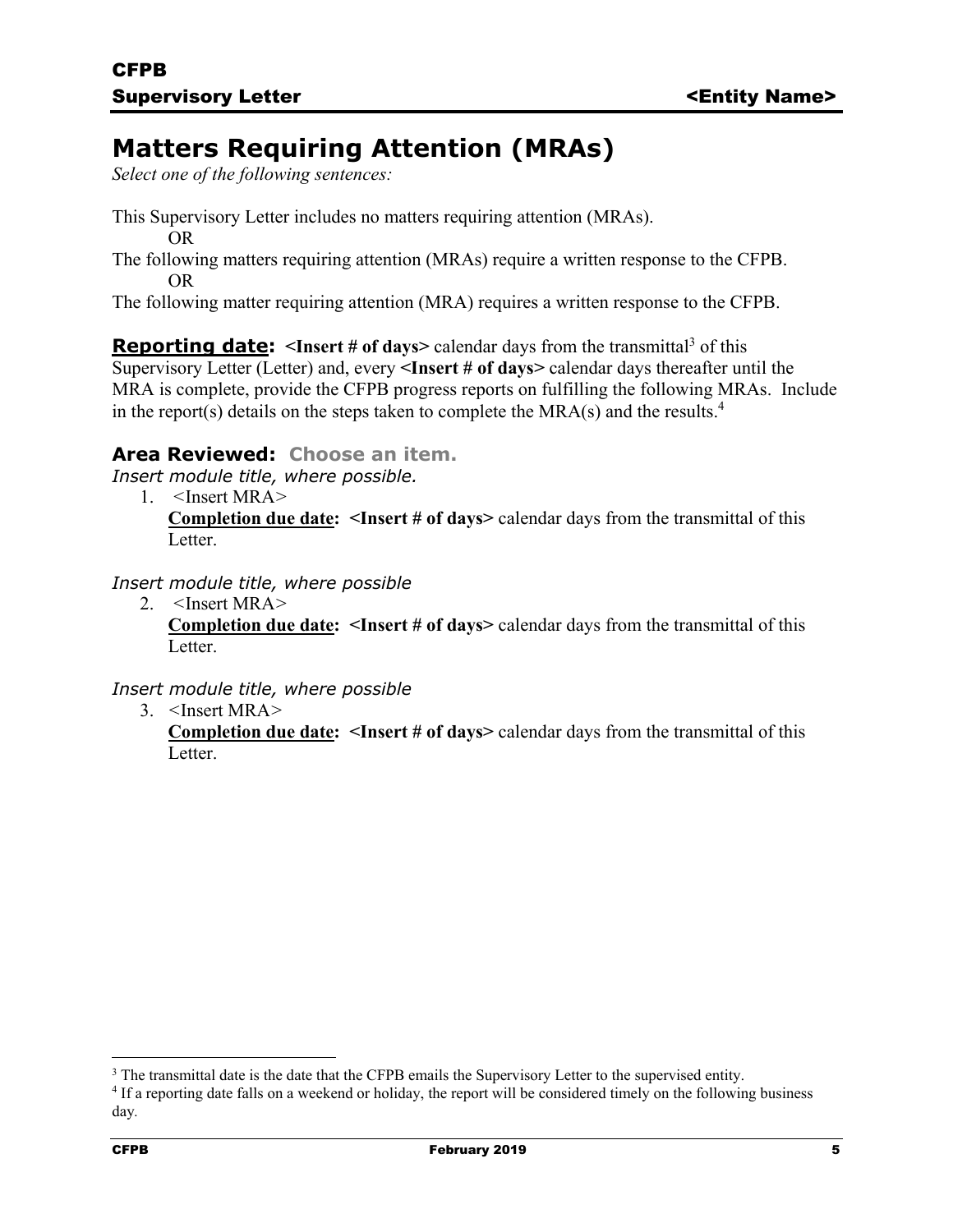# Matters Requiring Attention (MRAs)

*Select one of the following sentences:*

This Supervisory Letter includes no matters requiring attention (MRAs).

OR

The following matters requiring attention (MRAs) require a written response to the CFPB.

OR

The following matter requiring attention (MRA) requires a written response to the CFPB.

**Reporting date:** **<Insert # of days>** calendar days from the transmittal[3] of this Supervisory Letter (Letter) and, every **<Insert # of days>** calendar days thereafter until the MRA is complete, provide the CFPB progress reports on fulfilling the following MRAs. Include in the report(s) details on the steps taken to complete the MRA(s) and the results.[4]

### Area Reviewed: Choose an item.

*Insert module title, where possible.*

1. <Insert MRA>
   **Completion due date:** **<Insert # of days>** calendar days from the transmittal of this Letter.

*Insert module title, where possible*

2. <Insert MRA>
   **Completion due date:** **<Insert # of days>** calendar days from the transmittal of this Letter.

*Insert module title, where possible*

3. <Insert MRA>
   **Completion due date:** **<Insert # of days>** calendar days from the transmittal of this Letter.

---

[3] The transmittal date is the date that the CFPB emails the Supervisory Letter to the supervised entity.

[4] If a reporting date falls on a weekend or holiday, the report will be considered timely on the following business day.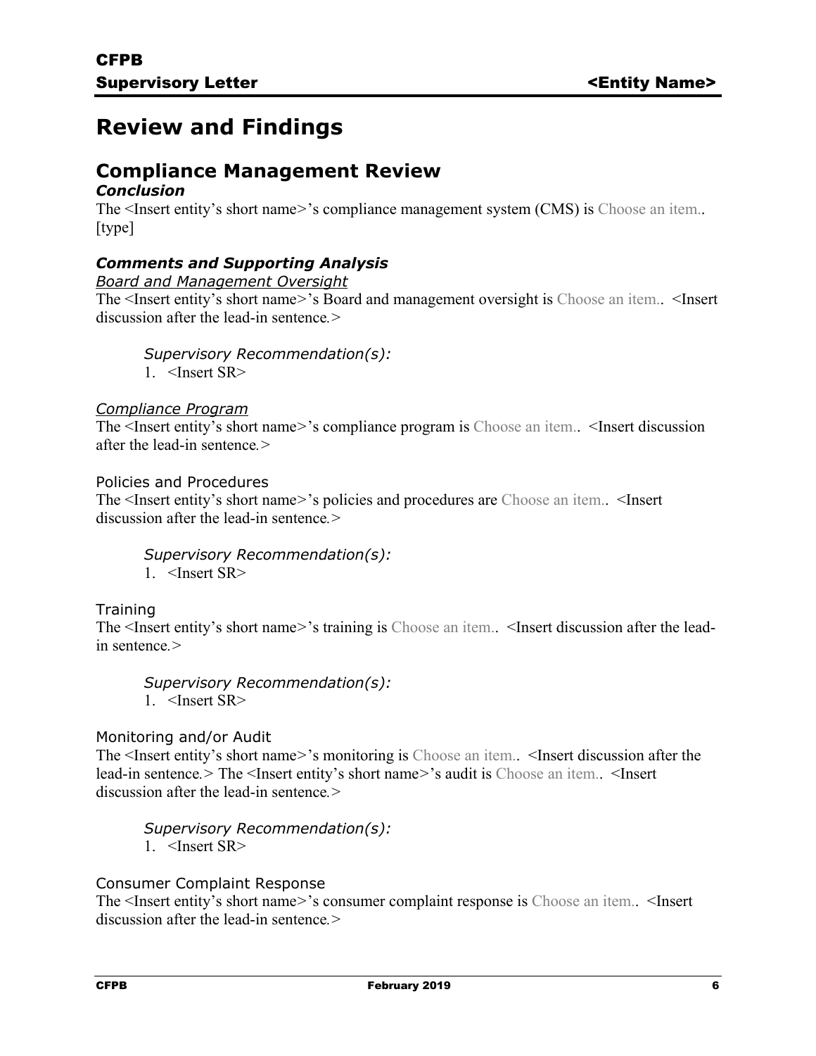# Review and Findings

## Compliance Management Review

***Conclusion***

The <Insert entity's short name>'s compliance management system (CMS) is Choose an item.. [type]

### *Comments and Supporting Analysis*

*Board and Management Oversight*

The <Insert entity's short name>'s Board and management oversight is Choose an item.. <Insert discussion after the lead-in sentence.>

*Supervisory Recommendation(s):*

1. <Insert SR>

*Compliance Program*

The <Insert entity's short name>'s compliance program is Choose an item.. <Insert discussion after the lead-in sentence.>

Policies and Procedures

The <Insert entity's short name>'s policies and procedures are Choose an item.. <Insert discussion after the lead-in sentence.>

*Supervisory Recommendation(s):*

1. <Insert SR>

Training

The <Insert entity's short name>'s training is Choose an item.. <Insert discussion after the lead-in sentence.>

*Supervisory Recommendation(s):*

1. <Insert SR>

Monitoring and/or Audit

The <Insert entity's short name>'s monitoring is Choose an item.. <Insert discussion after the lead-in sentence.> The <Insert entity's short name>'s audit is Choose an item.. <Insert discussion after the lead-in sentence.>

*Supervisory Recommendation(s):*

1. <Insert SR>

Consumer Complaint Response

The <Insert entity's short name>'s consumer complaint response is Choose an item.. <Insert discussion after the lead-in sentence.>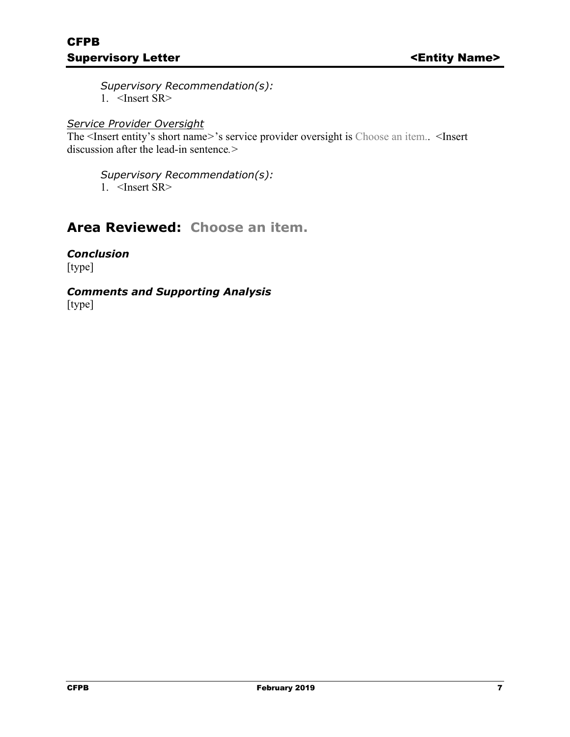*Supervisory Recommendation(s):*

1. <Insert SR>

*Service Provider Oversight*

The <Insert entity's short name>'s service provider oversight is Choose an item.. <Insert discussion after the lead-in sentence.>

*Supervisory Recommendation(s):*

1. <Insert SR>

## Area Reviewed: Choose an item.

***Conclusion***

[type]

***Comments and Supporting Analysis***

[type]